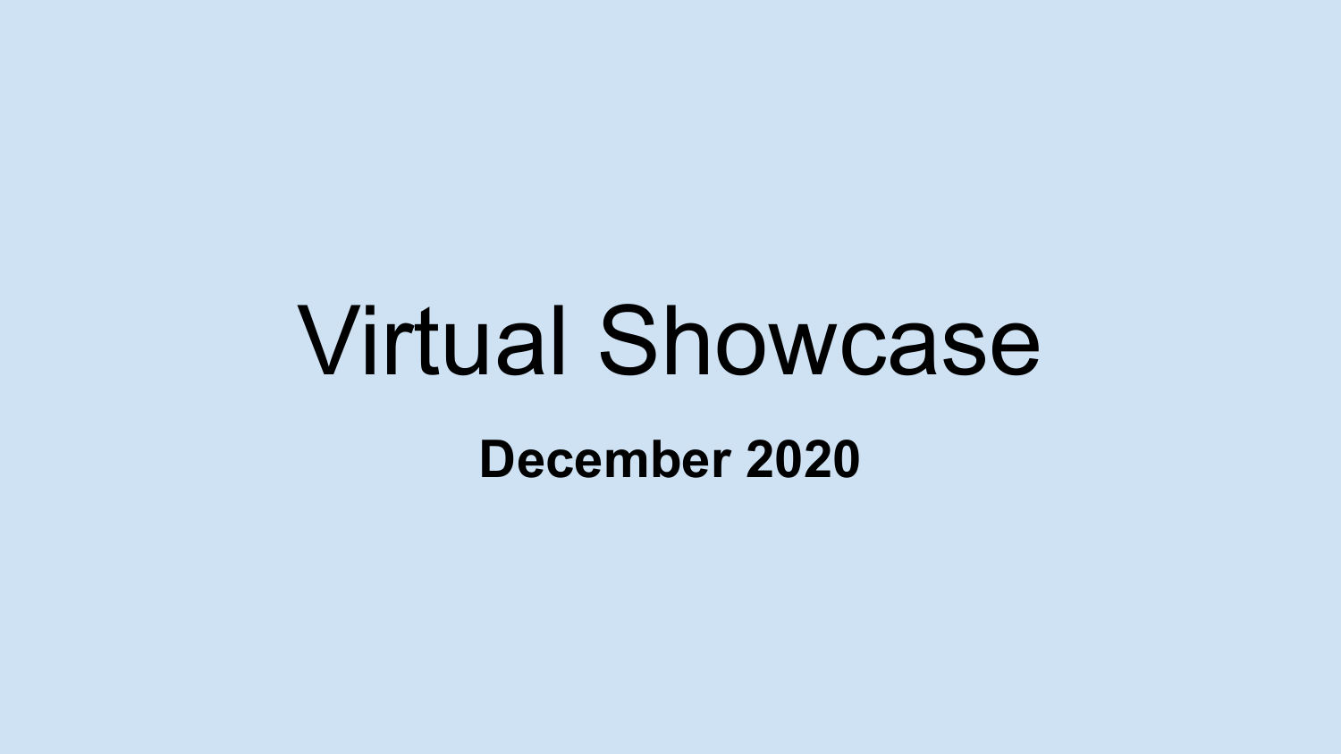# Virtual Showcase

**December 2020**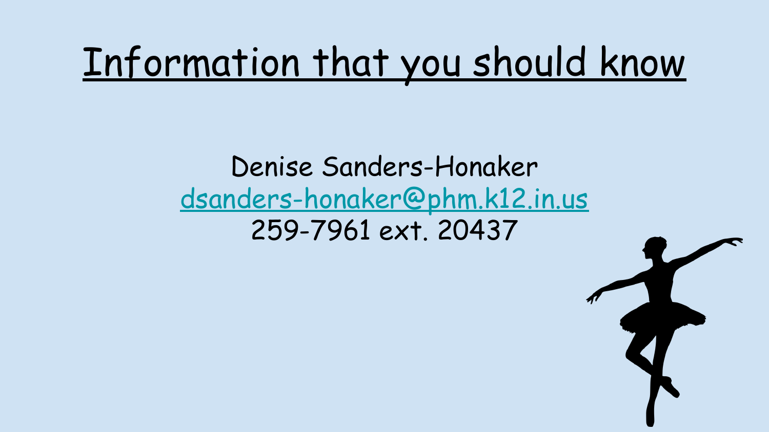# Information that you should know

Denise Sanders-Honaker

dsanders-honaker@phm.k12.in.us

259-7961 ext. 20437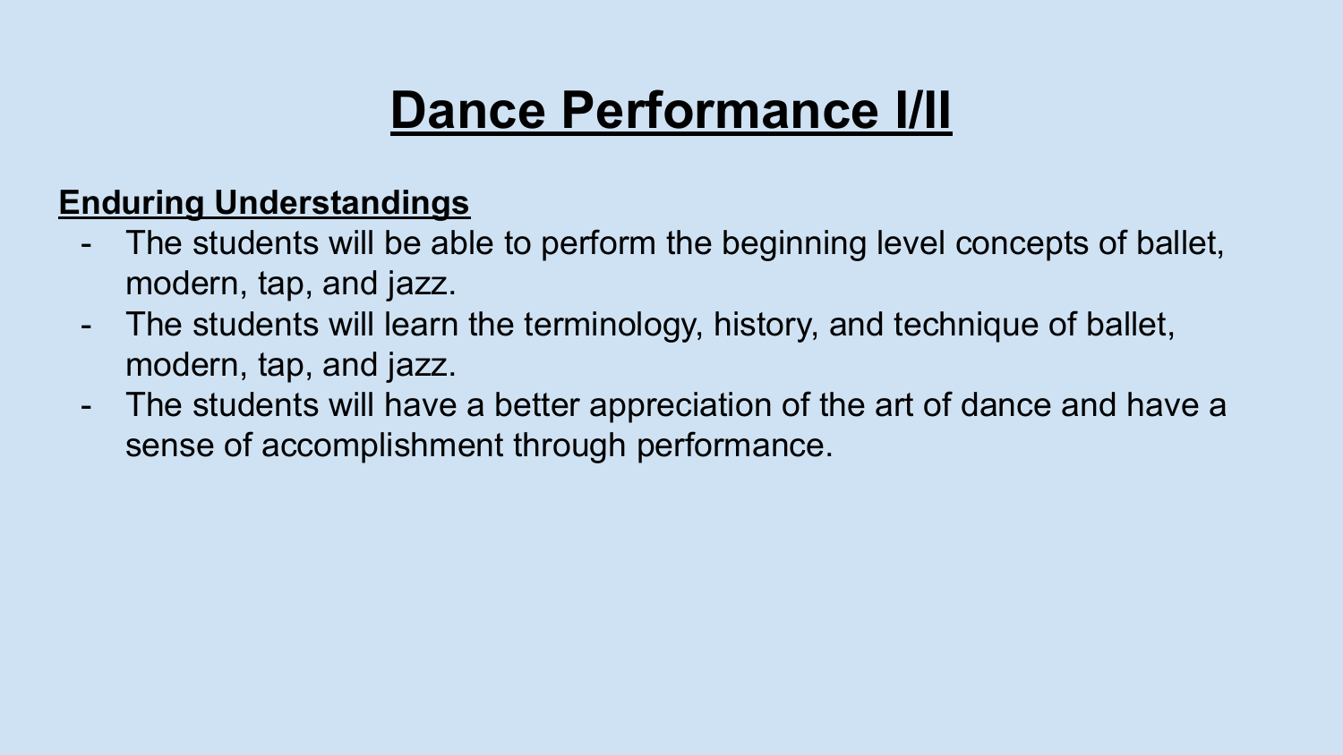# Dance Performance I/II

**Enduring Understandings**

- The students will be able to perform the beginning level concepts of ballet, modern, tap, and jazz.
- The students will learn the terminology, history, and technique of ballet, modern, tap, and jazz.
- The students will have a better appreciation of the art of dance and have a sense of accomplishment through performance.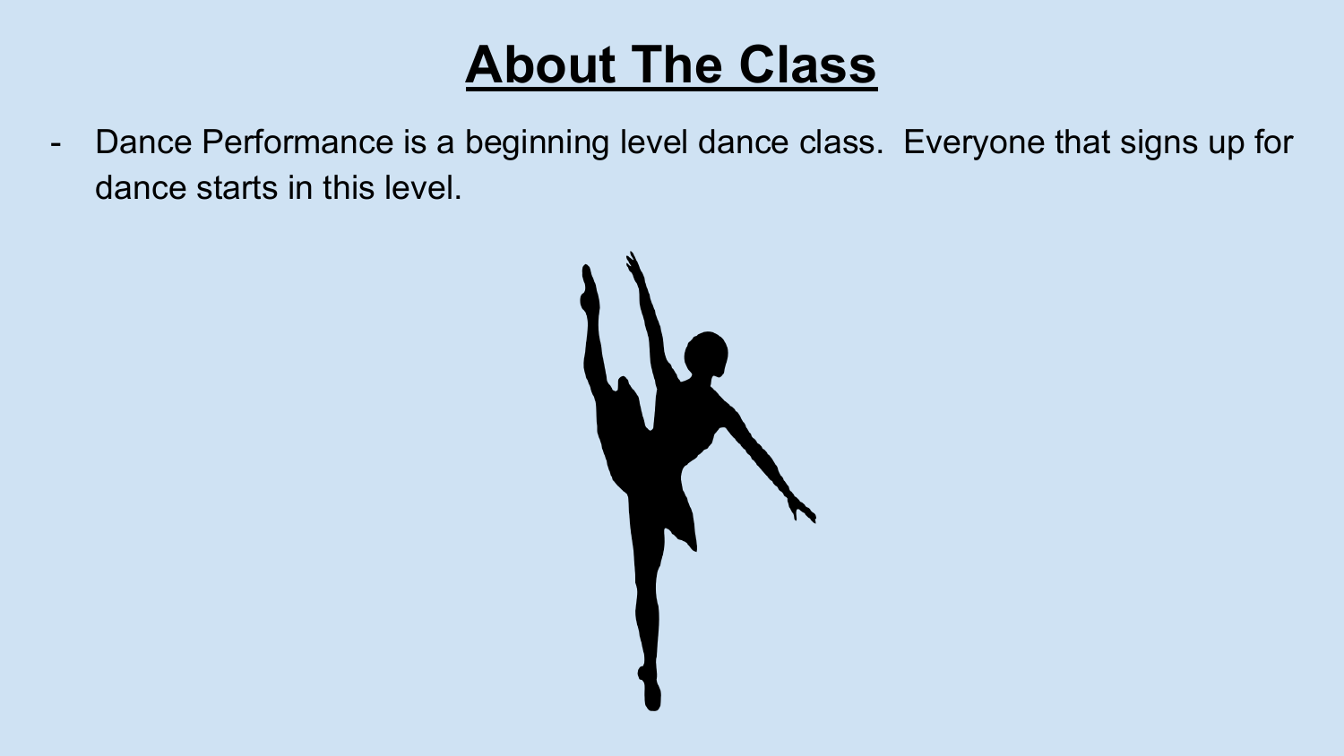# About The Class

- Dance Performance is a beginning level dance class. Everyone that signs up for dance starts in this level.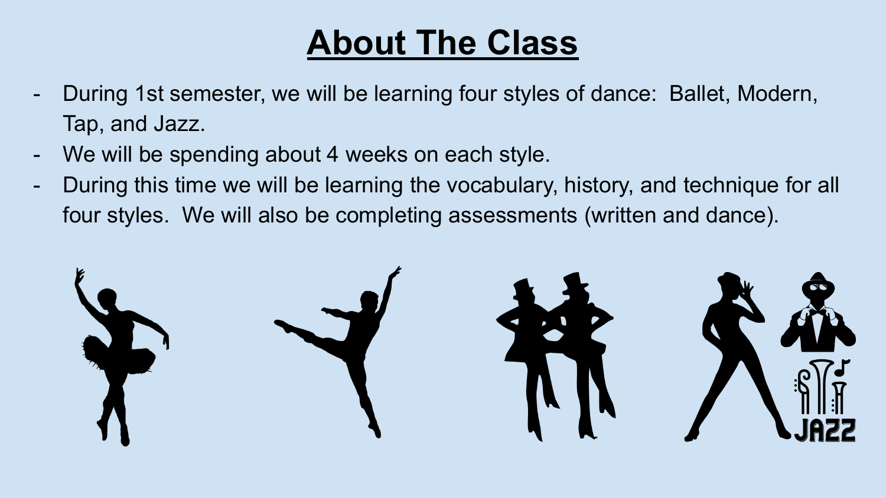# About The Class

- During 1st semester, we will be learning four styles of dance: Ballet, Modern, Tap, and Jazz.
- We will be spending about 4 weeks on each style.
- During this time we will be learning the vocabulary, history, and technique for all four styles. We will also be completing assessments (written and dance).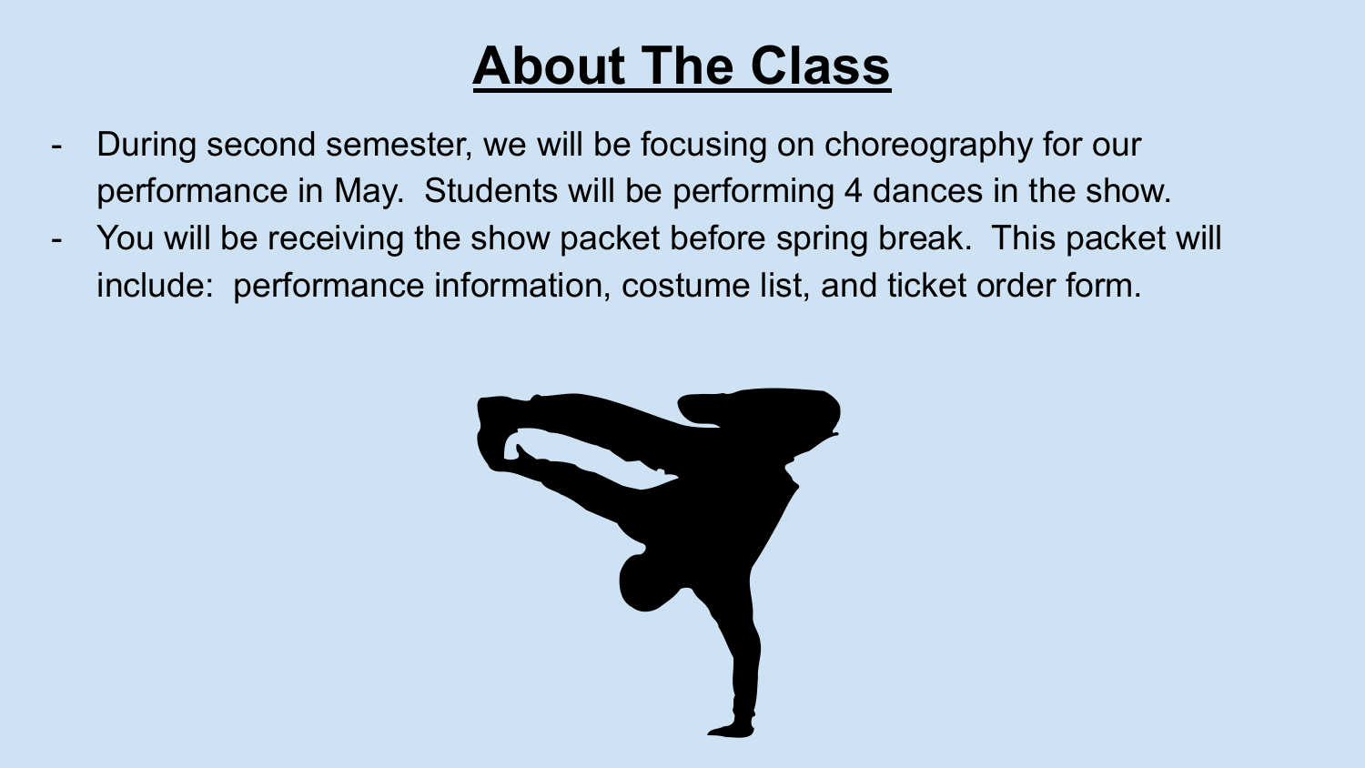# About The Class

- During second semester, we will be focusing on choreography for our performance in May. Students will be performing 4 dances in the show.
- You will be receiving the show packet before spring break. This packet will include: performance information, costume list, and ticket order form.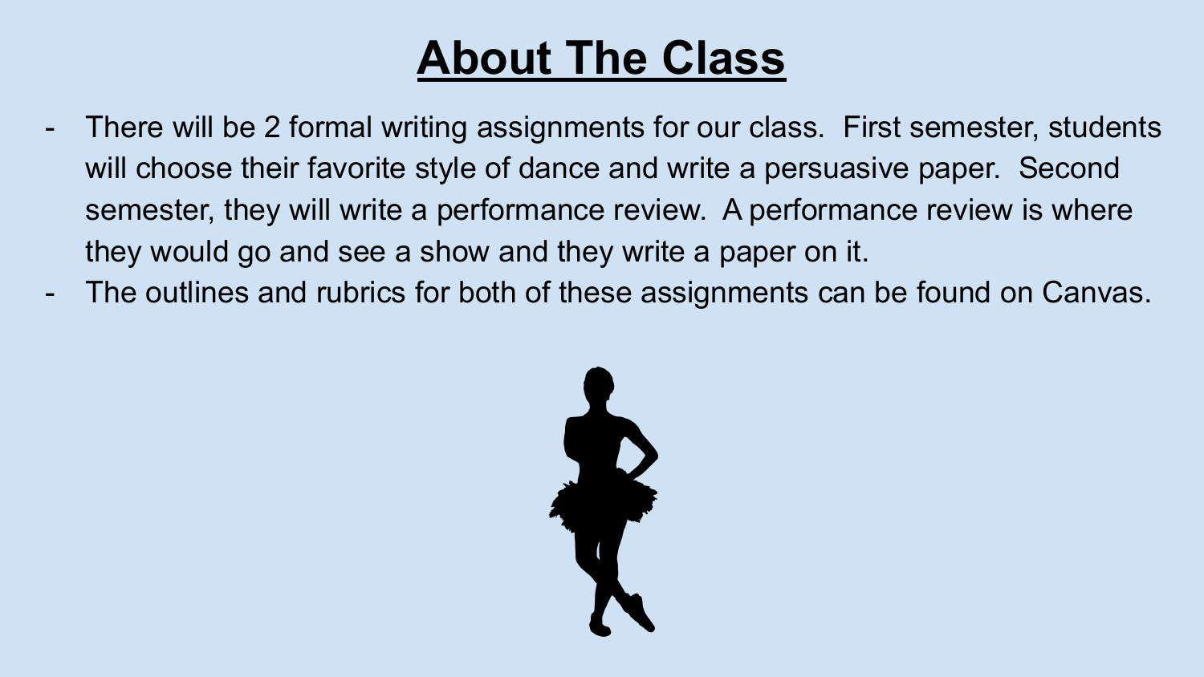# About The Class

- There will be 2 formal writing assignments for our class. First semester, students will choose their favorite style of dance and write a persuasive paper. Second semester, they will write a performance review. A performance review is where they would go and see a show and they write a paper on it.
- The outlines and rubrics for both of these assignments can be found on Canvas.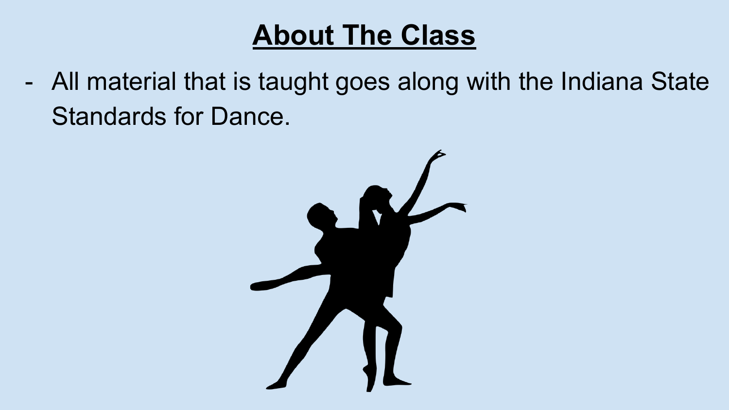# About The Class

- All material that is taught goes along with the Indiana State Standards for Dance.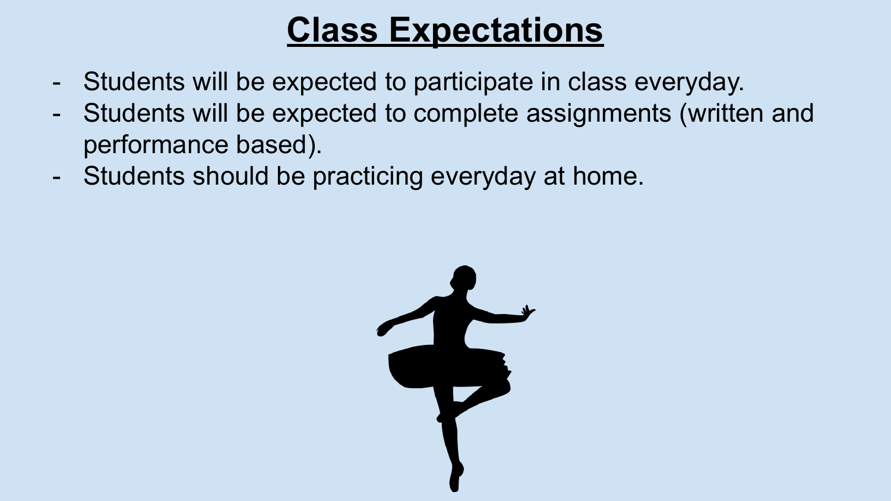# Class Expectations

- Students will be expected to participate in class everyday.
- Students will be expected to complete assignments (written and performance based).
- Students should be practicing everyday at home.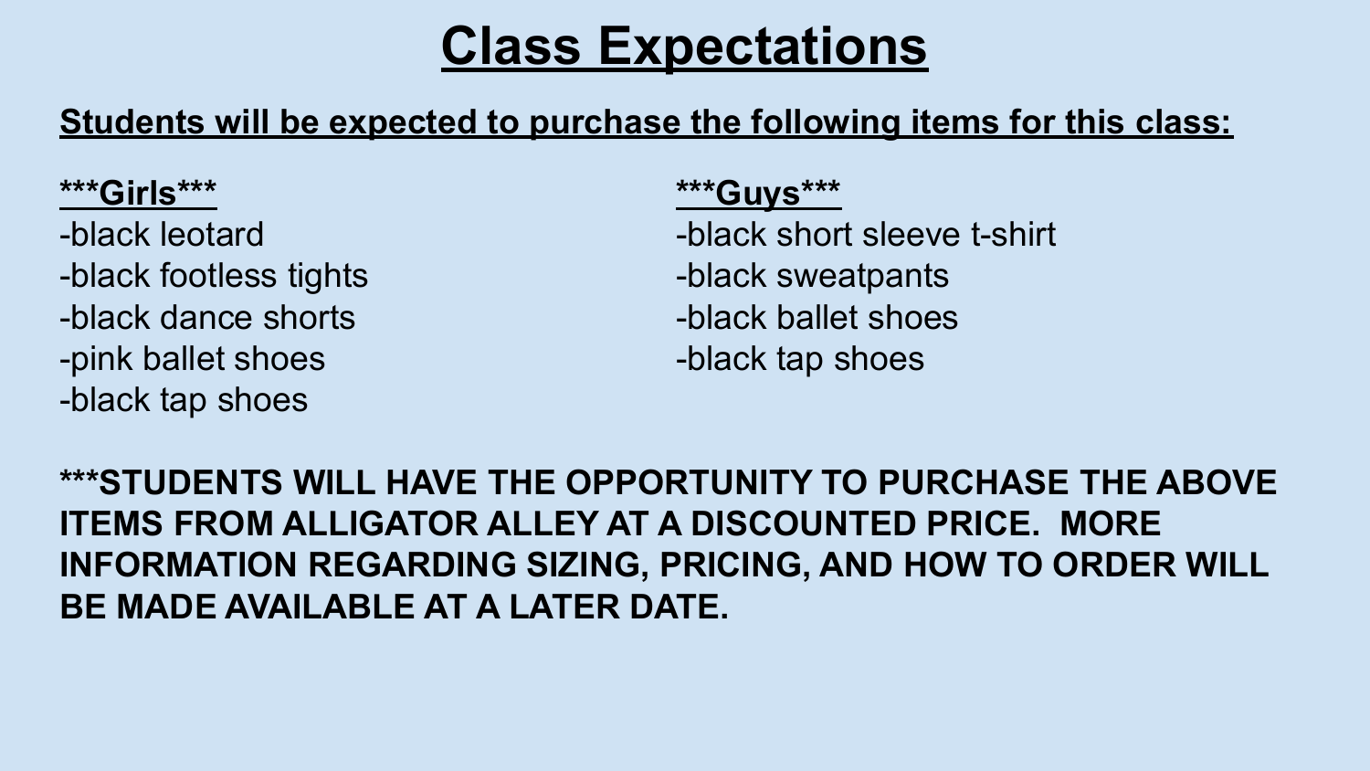# Class Expectations

**Students will be expected to purchase the following items for this class:**

**\*\*\*Girls\*\*\***

-black leotard
-black footless tights
-black dance shorts
-pink ballet shoes
-black tap shoes

**\*\*\*Guys\*\*\***

-black short sleeve t-shirt
-black sweatpants
-black ballet shoes
-black tap shoes

**\*\*\*STUDENTS WILL HAVE THE OPPORTUNITY TO PURCHASE THE ABOVE ITEMS FROM ALLIGATOR ALLEY AT A DISCOUNTED PRICE. MORE INFORMATION REGARDING SIZING, PRICING, AND HOW TO ORDER WILL BE MADE AVAILABLE AT A LATER DATE.**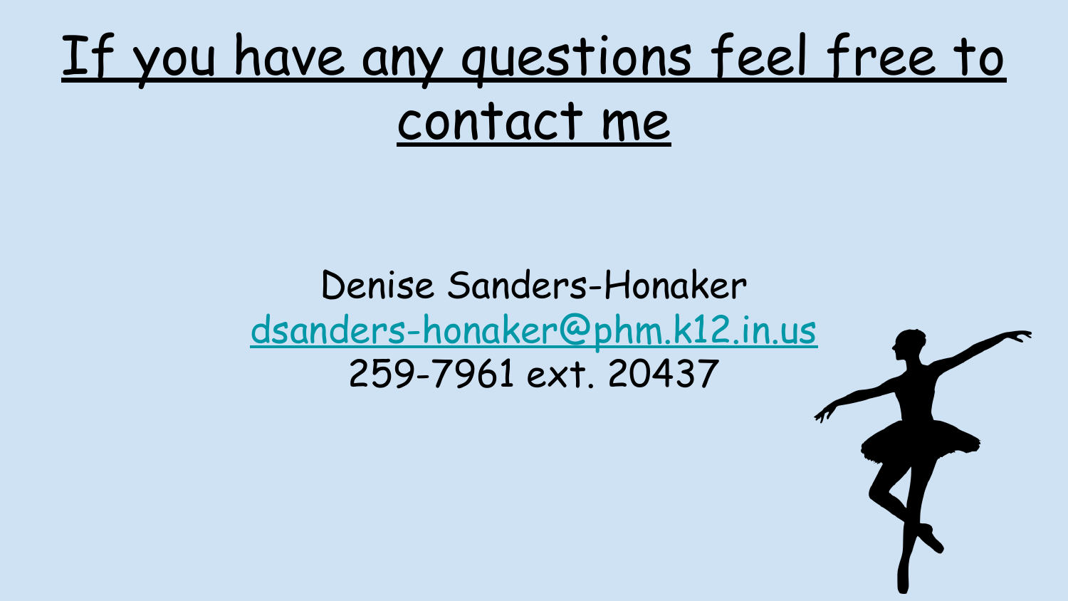# If you have any questions feel free to contact me

Denise Sanders-Honaker
dsanders-honaker@phm.k12.in.us
259-7961 ext. 20437